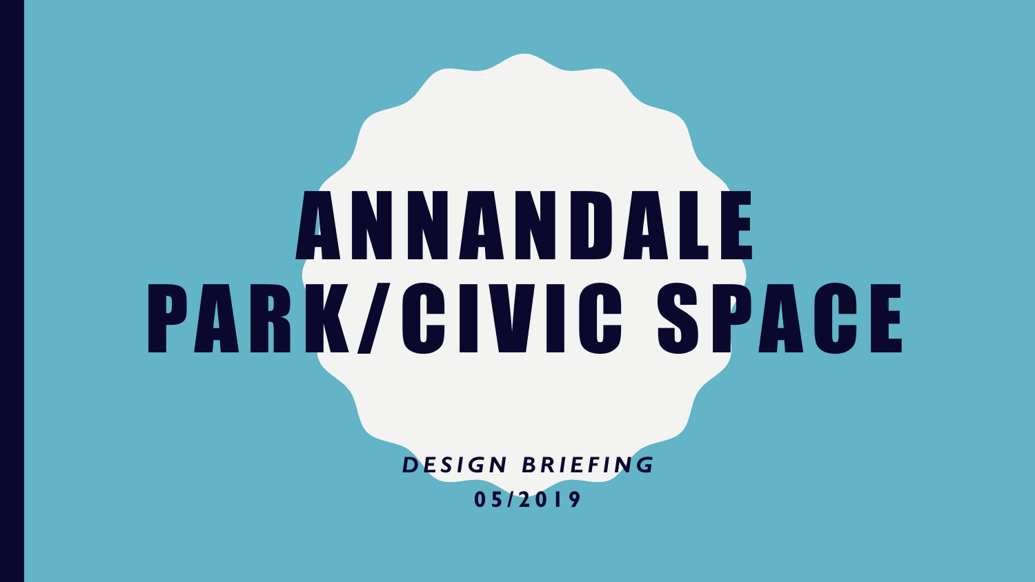# ANNANDALE PARK/CIVIC SPACE

***DESIGN BRIEFING***

**05/2019**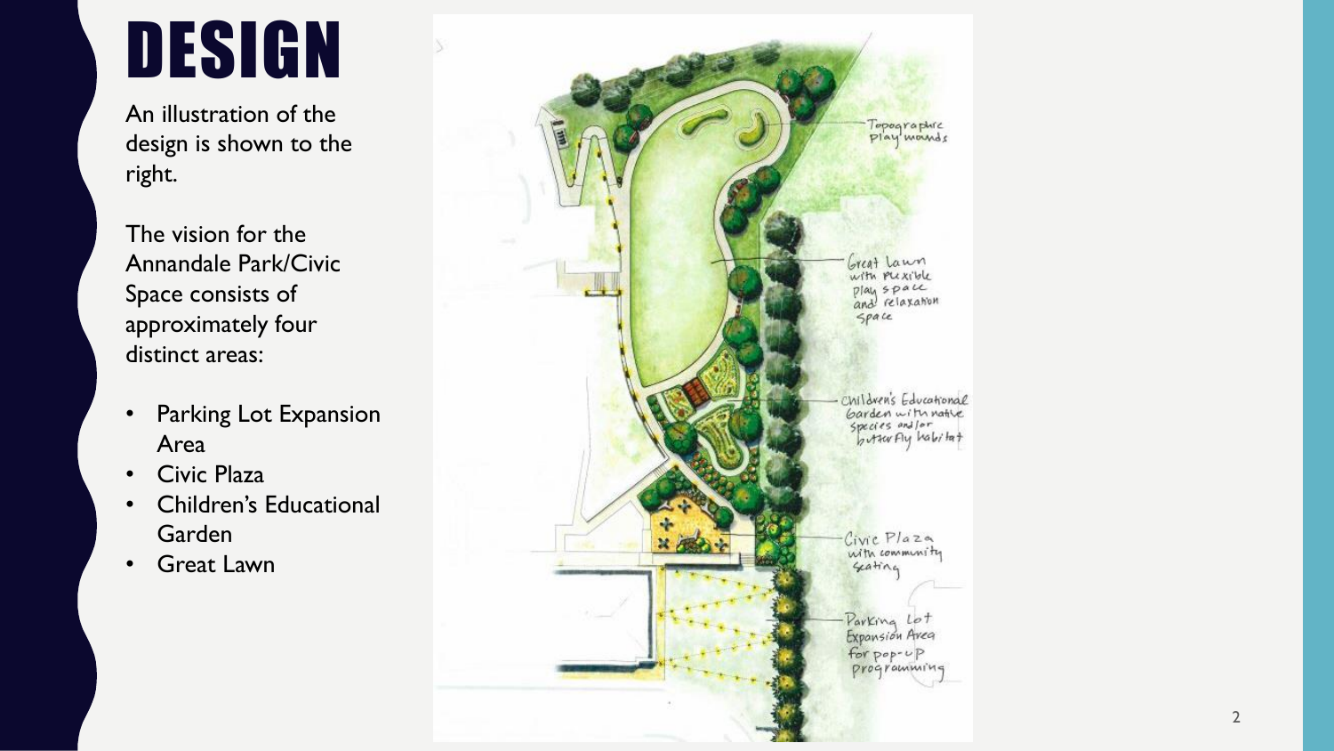# DESIGN

An illustration of the design is shown to the right.

The vision for the Annandale Park/Civic Space consists of approximately four distinct areas:

- Parking Lot Expansion Area
- Civic Plaza
- Children's Educational Garden
- Great Lawn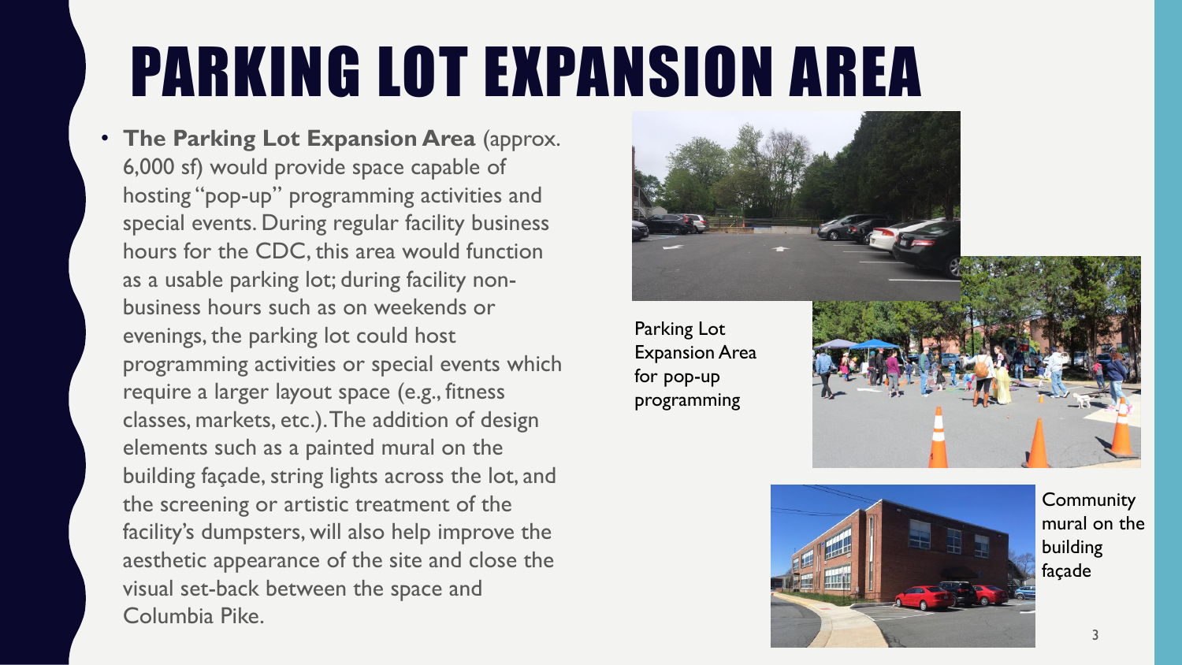# PARKING LOT EXPANSION AREA

- **The Parking Lot Expansion Area** (approx. 6,000 sf) would provide space capable of hosting "pop-up" programming activities and special events. During regular facility business hours for the CDC, this area would function as a usable parking lot; during facility non-business hours such as on weekends or evenings, the parking lot could host programming activities or special events which require a larger layout space (e.g., fitness classes, markets, etc.). The addition of design elements such as a painted mural on the building façade, string lights across the lot, and the screening or artistic treatment of the facility's dumpsters, will also help improve the aesthetic appearance of the site and close the visual set-back between the space and Columbia Pike.

Parking Lot Expansion Area for pop-up programming

Community mural on the building façade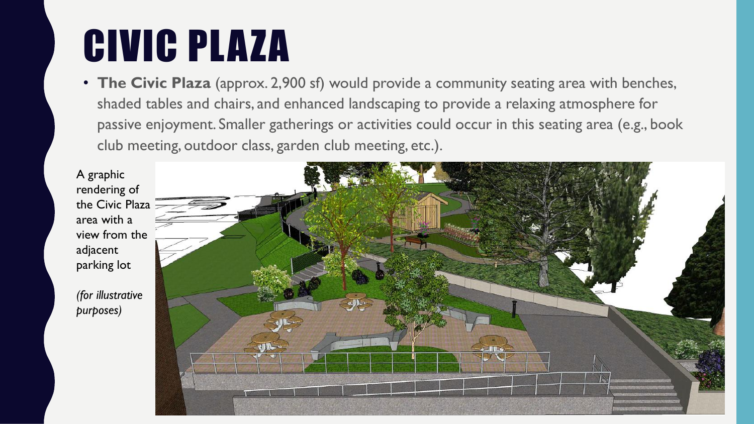# CIVIC PLAZA

- **The Civic Plaza** (approx. 2,900 sf) would provide a community seating area with benches, shaded tables and chairs, and enhanced landscaping to provide a relaxing atmosphere for passive enjoyment. Smaller gatherings or activities could occur in this seating area (e.g., book club meeting, outdoor class, garden club meeting, etc.).

A graphic rendering of the Civic Plaza area with a view from the adjacent parking lot

*(for illustrative purposes)*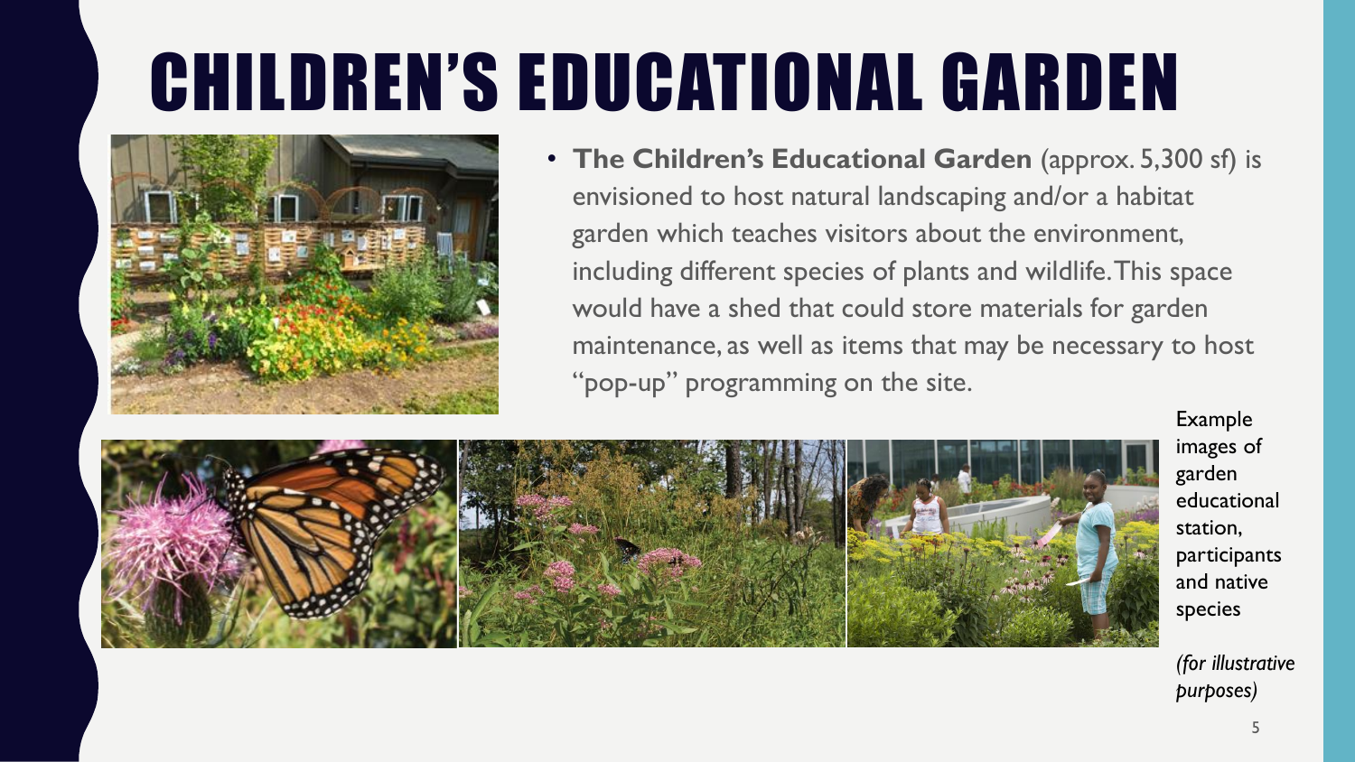# CHILDREN'S EDUCATIONAL GARDEN

- **The Children's Educational Garden** (approx. 5,300 sf) is envisioned to host natural landscaping and/or a habitat garden which teaches visitors about the environment, including different species of plants and wildlife. This space would have a shed that could store materials for garden maintenance, as well as items that may be necessary to host "pop-up" programming on the site.

Example images of garden educational station, participants and native species

*(for illustrative purposes)*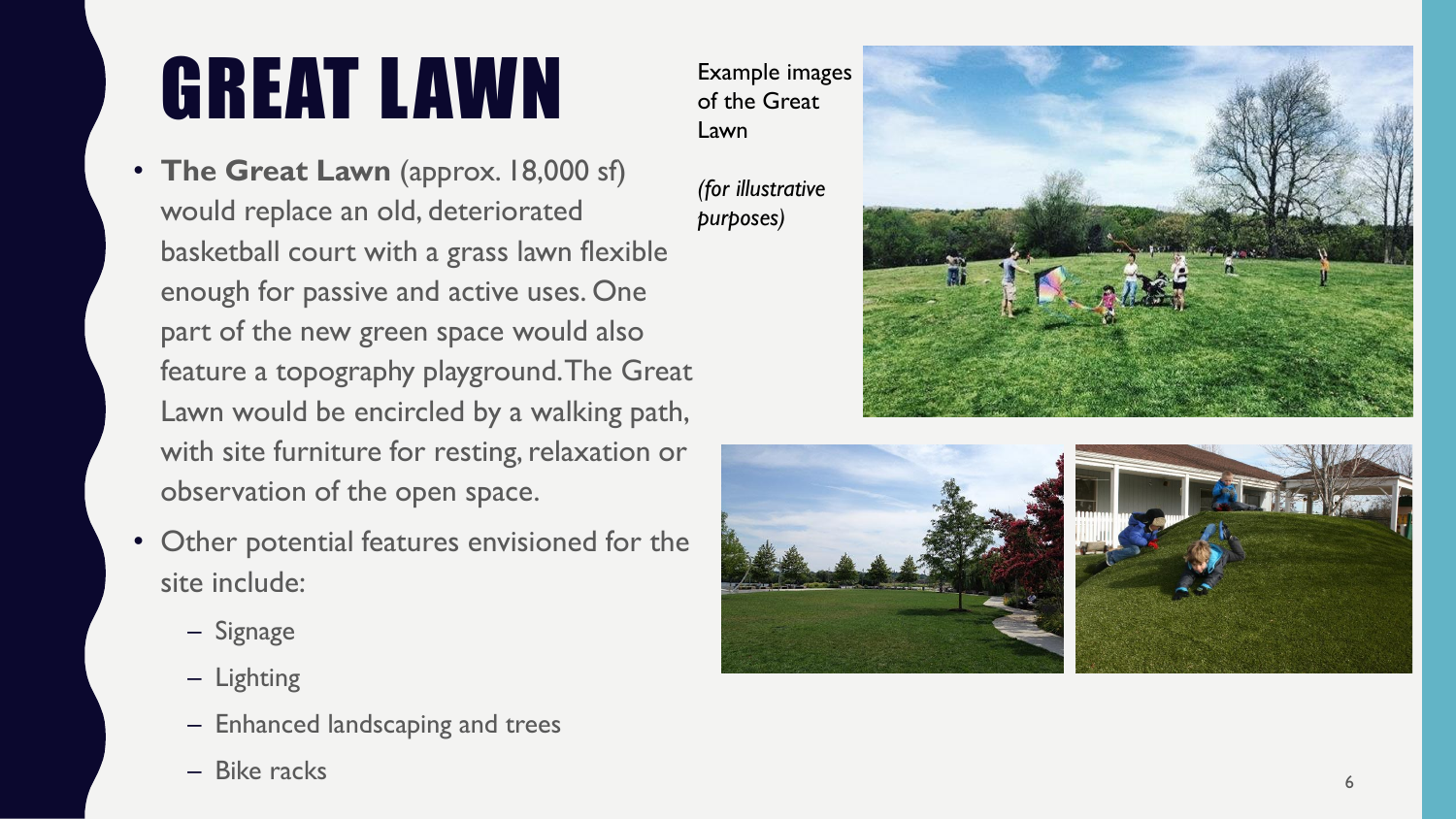# GREAT LAWN

- **The Great Lawn** (approx. 18,000 sf) would replace an old, deteriorated basketball court with a grass lawn flexible enough for passive and active uses. One part of the new green space would also feature a topography playground. The Great Lawn would be encircled by a walking path, with site furniture for resting, relaxation or observation of the open space.
- Other potential features envisioned for the site include:
  - Signage
  - Lighting
  - Enhanced landscaping and trees
  - Bike racks

Example images of the Great Lawn

*(for illustrative purposes)*